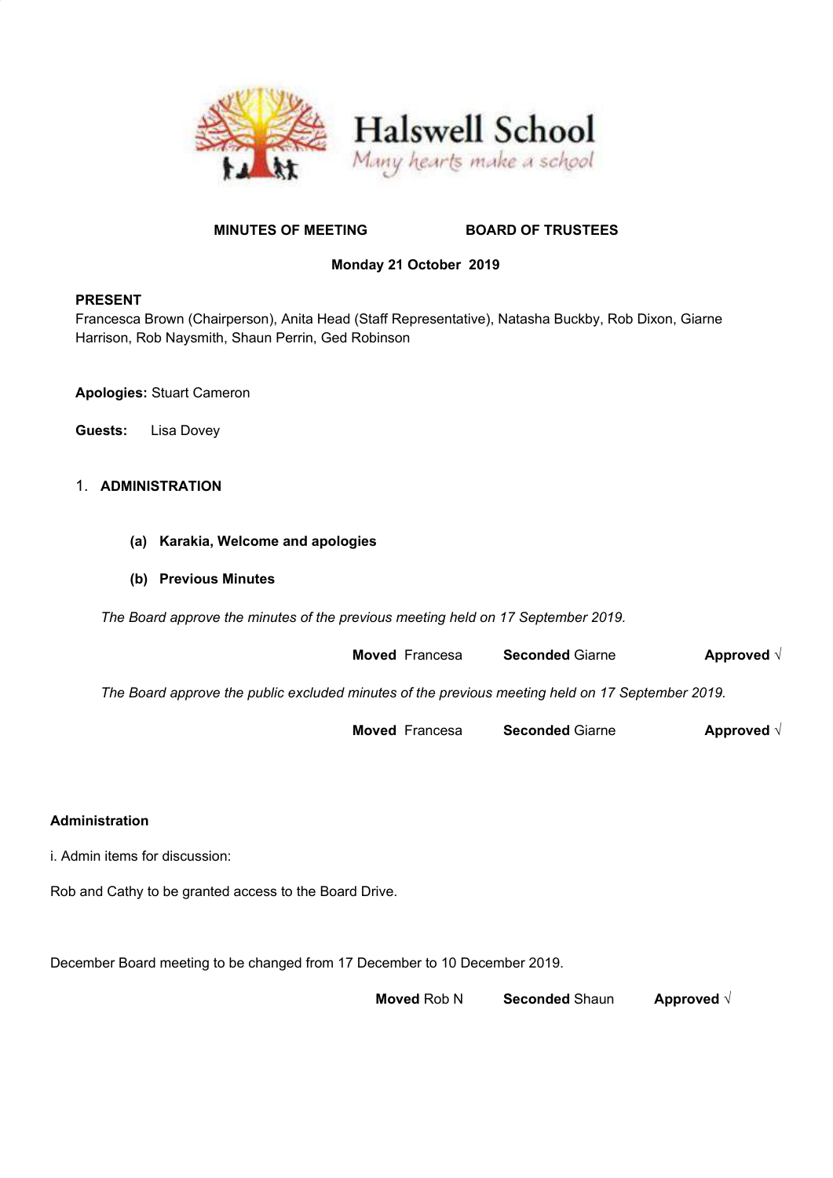# Halswell School

*Many hearts make a school*

**MINUTES OF MEETING BOARD OF TRUSTEES**

**Monday 21 October 2019**

**PRESENT**

Francesca Brown (Chairperson), Anita Head (Staff Representative), Natasha Buckby, Rob Dixon, Giarne Harrison, Rob Naysmith, Shaun Perrin, Ged Robinson

**Apologies:** Stuart Cameron

**Guests:** Lisa Dovey

1. **ADMINISTRATION**

   **(a) Karakia, Welcome and apologies**

   **(b) Previous Minutes**

*The Board approve the minutes of the previous meeting held on 17 September 2019.*

**Moved** Francesa **Seconded** Giarne **Approved** √

*The Board approve the public excluded minutes of the previous meeting held on 17 September 2019.*

**Moved** Francesa **Seconded** Giarne **Approved** √

**Administration**

i. Admin items for discussion:

Rob and Cathy to be granted access to the Board Drive.

December Board meeting to be changed from 17 December to 10 December 2019.

**Moved** Rob N **Seconded** Shaun **Approved** √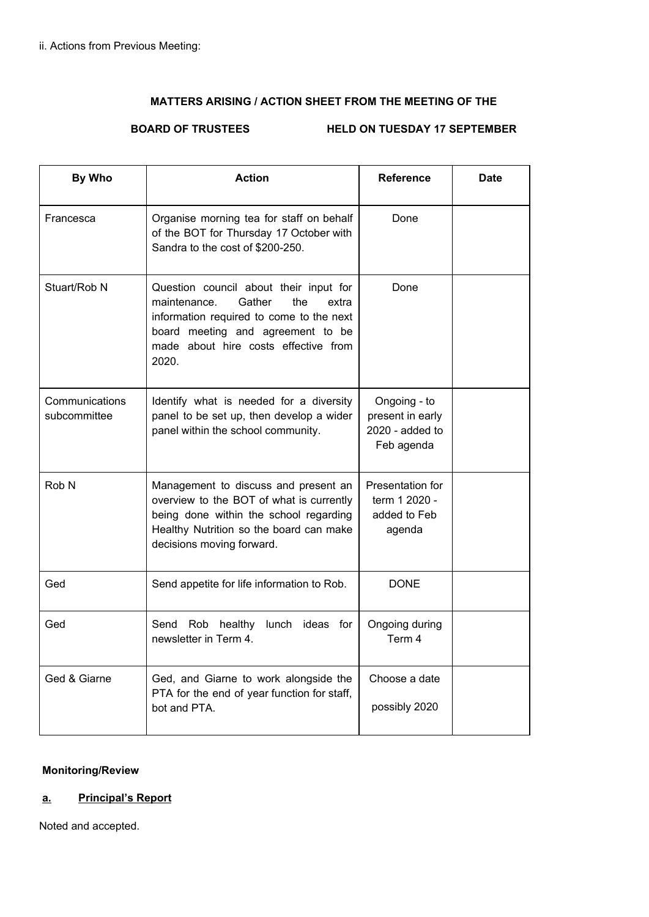ii. Actions from Previous Meeting:

**MATTERS ARISING / ACTION SHEET FROM THE MEETING OF THE**

**BOARD OF TRUSTEES HELD ON TUESDAY 17 SEPTEMBER**

| By Who | Action | Reference | Date |
|---|---|---|---|
| Francesca | Organise morning tea for staff on behalf of the BOT for Thursday 17 October with Sandra to the cost of $200-250. | Done | |
| Stuart/Rob N | Question council about their input for maintenance. Gather the extra information required to come to the next board meeting and agreement to be made about hire costs effective from 2020. | Done | |
| Communications subcommittee | Identify what is needed for a diversity panel to be set up, then develop a wider panel within the school community. | Ongoing - to present in early 2020 - added to Feb agenda | |
| Rob N | Management to discuss and present an overview to the BOT of what is currently being done within the school regarding Healthy Nutrition so the board can make decisions moving forward. | Presentation for term 1 2020 - added to Feb agenda | |
| Ged | Send appetite for life information to Rob. | DONE | |
| Ged | Send Rob healthy lunch ideas for newsletter in Term 4. | Ongoing during Term 4 | |
| Ged & Giarne | Ged, and Giarne to work alongside the PTA for the end of year function for staff, bot and PTA. | Choose a date possibly 2020 | |

**Monitoring/Review**

**a. Principal's Report**

Noted and accepted.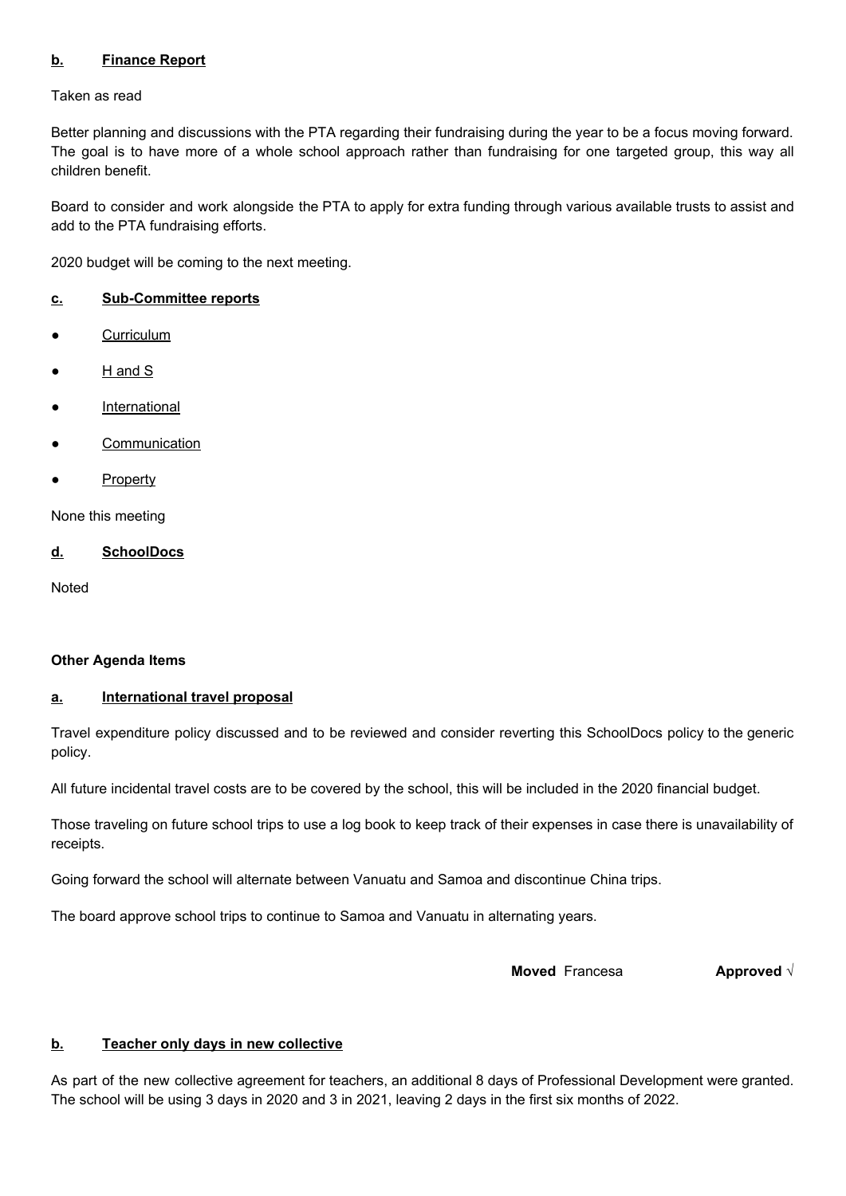### b. Finance Report

Taken as read

Better planning and discussions with the PTA regarding their fundraising during the year to be a focus moving forward. The goal is to have more of a whole school approach rather than fundraising for one targeted group, this way all children benefit.

Board to consider and work alongside the PTA to apply for extra funding through various available trusts to assist and add to the PTA fundraising efforts.

2020 budget will be coming to the next meeting.

### c. Sub-Committee reports

- Curriculum
- H and S
- International
- Communication
- Property

None this meeting

### d. SchoolDocs

Noted

**Other Agenda Items**

### a. International travel proposal

Travel expenditure policy discussed and to be reviewed and consider reverting this SchoolDocs policy to the generic policy.

All future incidental travel costs are to be covered by the school, this will be included in the 2020 financial budget.

Those traveling on future school trips to use a log book to keep track of their expenses in case there is unavailability of receipts.

Going forward the school will alternate between Vanuatu and Samoa and discontinue China trips.

The board approve school trips to continue to Samoa and Vanuatu in alternating years.

**Moved** Francesa **Approved** √

### b. Teacher only days in new collective

As part of the new collective agreement for teachers, an additional 8 days of Professional Development were granted. The school will be using 3 days in 2020 and 3 in 2021, leaving 2 days in the first six months of 2022.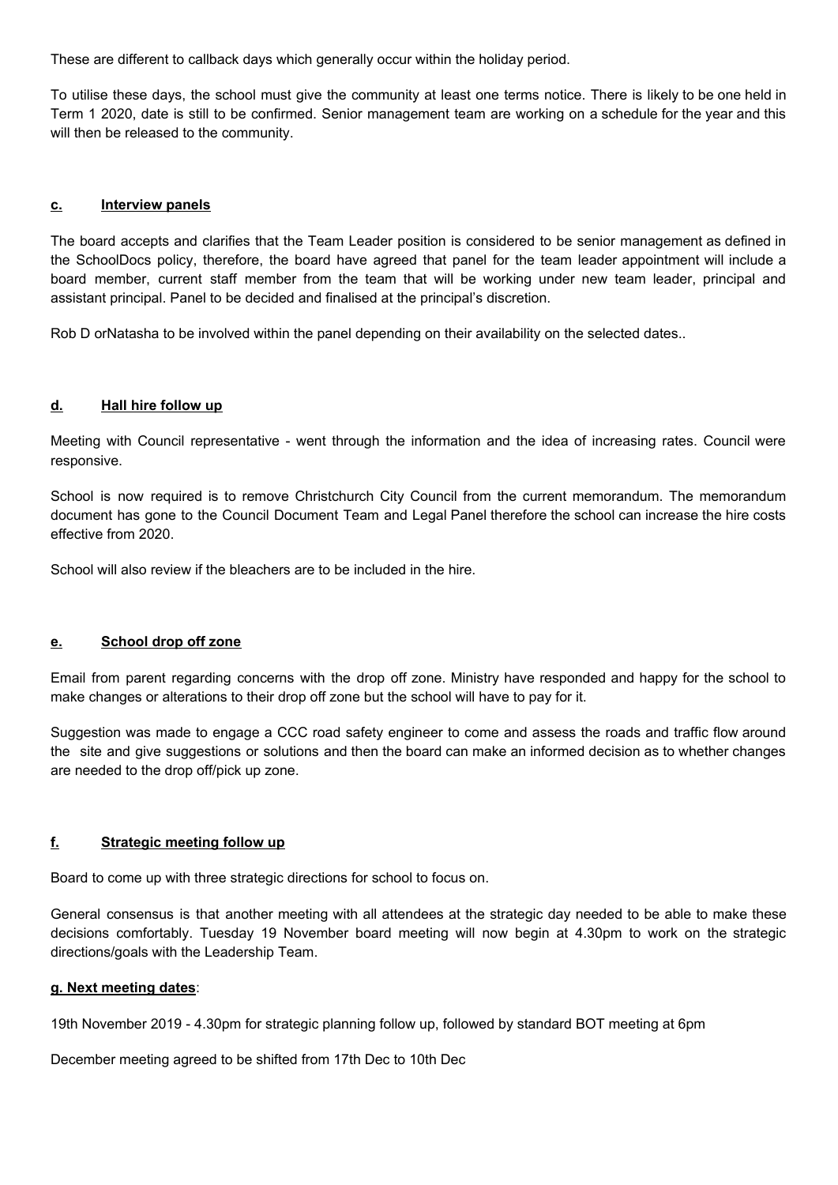These are different to callback days which generally occur within the holiday period.

To utilise these days, the school must give the community at least one terms notice. There is likely to be one held in Term 1 2020, date is still to be confirmed. Senior management team are working on a schedule for the year and this will then be released to the community.

### <u>c. Interview panels</u>

The board accepts and clarifies that the Team Leader position is considered to be senior management as defined in the SchoolDocs policy, therefore, the board have agreed that panel for the team leader appointment will include a board member, current staff member from the team that will be working under new team leader, principal and assistant principal. Panel to be decided and finalised at the principal's discretion.

Rob D orNatasha to be involved within the panel depending on their availability on the selected dates..

### <u>d. Hall hire follow up</u>

Meeting with Council representative - went through the information and the idea of increasing rates. Council were responsive.

School is now required is to remove Christchurch City Council from the current memorandum. The memorandum document has gone to the Council Document Team and Legal Panel therefore the school can increase the hire costs effective from 2020.

School will also review if the bleachers are to be included in the hire.

### <u>e. School drop off zone</u>

Email from parent regarding concerns with the drop off zone. Ministry have responded and happy for the school to make changes or alterations to their drop off zone but the school will have to pay for it.

Suggestion was made to engage a CCC road safety engineer to come and assess the roads and traffic flow around the site and give suggestions or solutions and then the board can make an informed decision as to whether changes are needed to the drop off/pick up zone.

### <u>f. Strategic meeting follow up</u>

Board to come up with three strategic directions for school to focus on.

General consensus is that another meeting with all attendees at the strategic day needed to be able to make these decisions comfortably. Tuesday 19 November board meeting will now begin at 4.30pm to work on the strategic directions/goals with the Leadership Team.

**<u>g. Next meeting dates</u>**:

19th November 2019 - 4.30pm for strategic planning follow up, followed by standard BOT meeting at 6pm

December meeting agreed to be shifted from 17th Dec to 10th Dec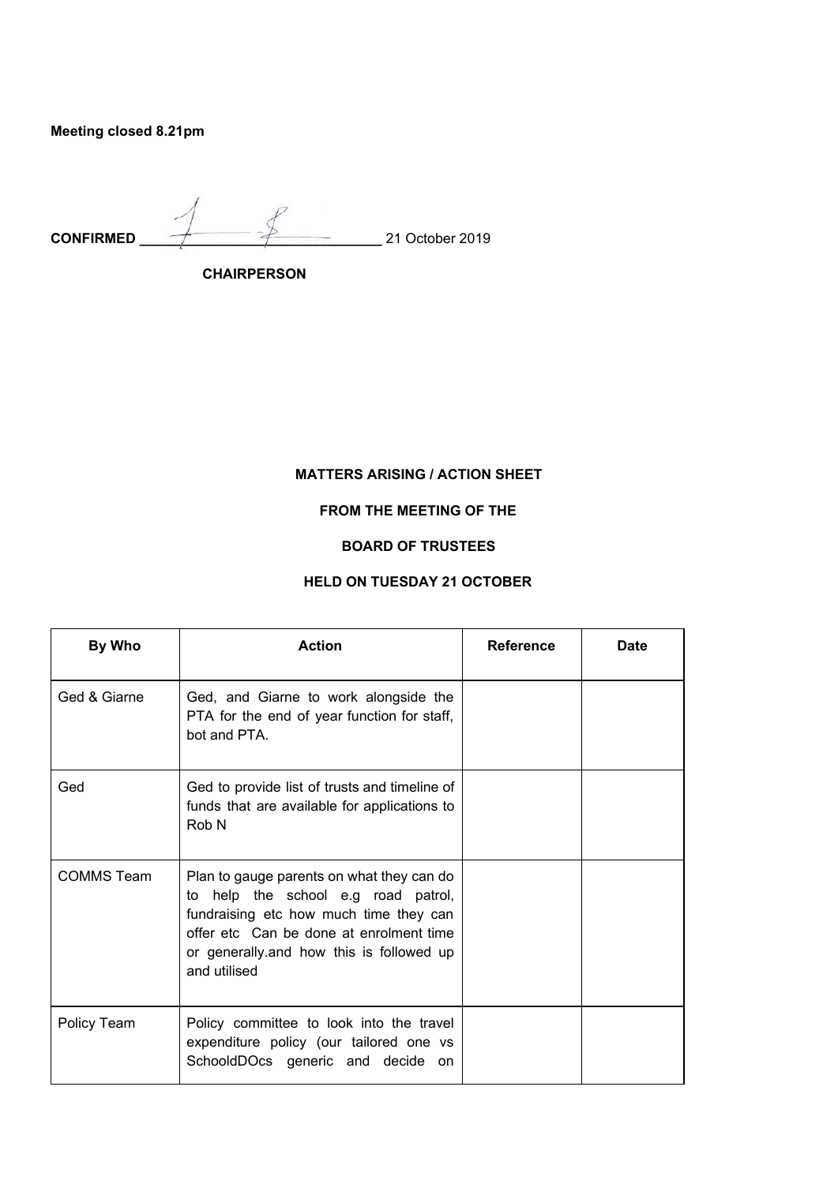**Meeting closed 8.21pm**

**CONFIRMED** ______________________________ 21 October 2019

**CHAIRPERSON**

**MATTERS ARISING / ACTION SHEET**

**FROM THE MEETING OF THE**

**BOARD OF TRUSTEES**

**HELD ON TUESDAY 21 OCTOBER**

| By Who | Action | Reference | Date |
|---|---|---|---|
| Ged & Giarne | Ged, and Giarne to work alongside the PTA for the end of year function for staff, bot and PTA. | | |
| Ged | Ged to provide list of trusts and timeline of funds that are available for applications to Rob N | | |
| COMMS Team | Plan to gauge parents on what they can do to help the school e.g road patrol, fundraising etc how much time they can offer etc  Can be done at enrolment time or generally.and how this is followed up and utilised | | |
| Policy Team | Policy committee to look into the travel expenditure policy (our tailored one vs SchooldDOcs generic and decide on | | |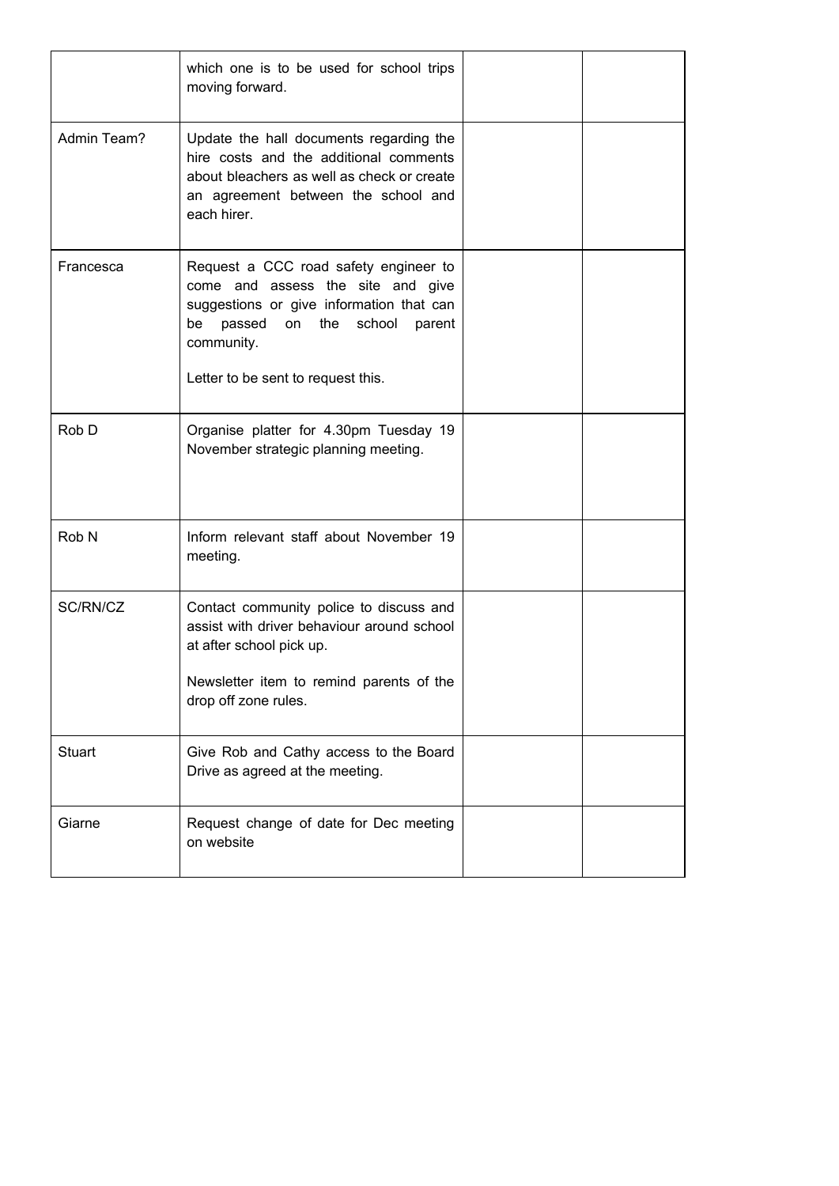| | | | |
|---|---|---|---|
| | which one is to be used for school trips moving forward. | | |
| Admin Team? | Update the hall documents regarding the hire costs and the additional comments about bleachers as well as check or create an agreement between the school and each hirer. | | |
| Francesca | Request a CCC road safety engineer to come and assess the site and give suggestions or give information that can be passed on the school parent community.<br><br>Letter to be sent to request this. | | |
| Rob D | Organise platter for 4.30pm Tuesday 19 November strategic planning meeting. | | |
| Rob N | Inform relevant staff about November 19 meeting. | | |
| SC/RN/CZ | Contact community police to discuss and assist with driver behaviour around school at after school pick up.<br><br>Newsletter item to remind parents of the drop off zone rules. | | |
| Stuart | Give Rob and Cathy access to the Board Drive as agreed at the meeting. | | |
| Giarne | Request change of date for Dec meeting on website | | |